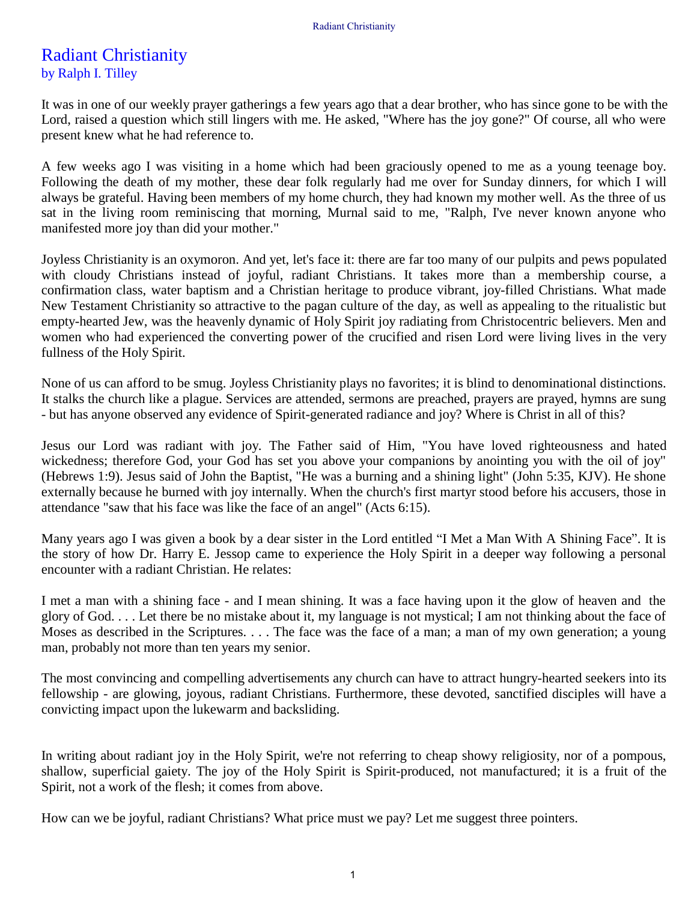# Radiant Christianity

by Ralph I. Tilley

It was in one of our weekly prayer gatherings a few years ago that a dear brother, who has since gone to be with the Lord, raised a question which still lingers with me. He asked, "Where has the joy gone?" Of course, all who were present knew what he had reference to.

A few weeks ago I was visiting in a home which had been graciously opened to me as a young teenage boy. Following the death of my mother, these dear folk regularly had me over for Sunday dinners, for which I will always be grateful. Having been members of my home church, they had known my mother well. As the three of us sat in the living room reminiscing that morning, Murnal said to me, "Ralph, I've never known anyone who manifested more joy than did your mother."

Joyless Christianity is an oxymoron. And yet, let's face it: there are far too many of our pulpits and pews populated with cloudy Christians instead of joyful, radiant Christians. It takes more than a membership course, a confirmation class, water baptism and a Christian heritage to produce vibrant, joy-filled Christians. What made New Testament Christianity so attractive to the pagan culture of the day, as well as appealing to the ritualistic but empty-hearted Jew, was the heavenly dynamic of Holy Spirit joy radiating from Christocentric believers. Men and women who had experienced the converting power of the crucified and risen Lord were living lives in the very fullness of the Holy Spirit.

None of us can afford to be smug. Joyless Christianity plays no favorites; it is blind to denominational distinctions. It stalks the church like a plague. Services are attended, sermons are preached, prayers are prayed, hymns are sung - but has anyone observed any evidence of Spirit-generated radiance and joy? Where is Christ in all of this?

Jesus our Lord was radiant with joy. The Father said of Him, "You have loved righteousness and hated wickedness; therefore God, your God has set you above your companions by anointing you with the oil of joy" (Hebrews 1:9). Jesus said of John the Baptist, "He was a burning and a shining light" (John 5:35, KJV). He shone externally because he burned with joy internally. When the church's first martyr stood before his accusers, those in attendance "saw that his face was like the face of an angel" (Acts 6:15).

Many years ago I was given a book by a dear sister in the Lord entitled "I Met a Man With A Shining Face". It is the story of how Dr. Harry E. Jessop came to experience the Holy Spirit in a deeper way following a personal encounter with a radiant Christian. He relates:

I met a man with a shining face - and I mean shining. It was a face having upon it the glow of heaven and the glory of God. . . . Let there be no mistake about it, my language is not mystical; I am not thinking about the face of Moses as described in the Scriptures. . . . The face was the face of a man; a man of my own generation; a young man, probably not more than ten years my senior.

The most convincing and compelling advertisements any church can have to attract hungry-hearted seekers into its fellowship - are glowing, joyous, radiant Christians. Furthermore, these devoted, sanctified disciples will have a convicting impact upon the lukewarm and backsliding.

In writing about radiant joy in the Holy Spirit, we're not referring to cheap showy religiosity, nor of a pompous, shallow, superficial gaiety. The joy of the Holy Spirit is Spirit-produced, not manufactured; it is a fruit of the Spirit, not a work of the flesh; it comes from above.

How can we be joyful, radiant Christians? What price must we pay? Let me suggest three pointers.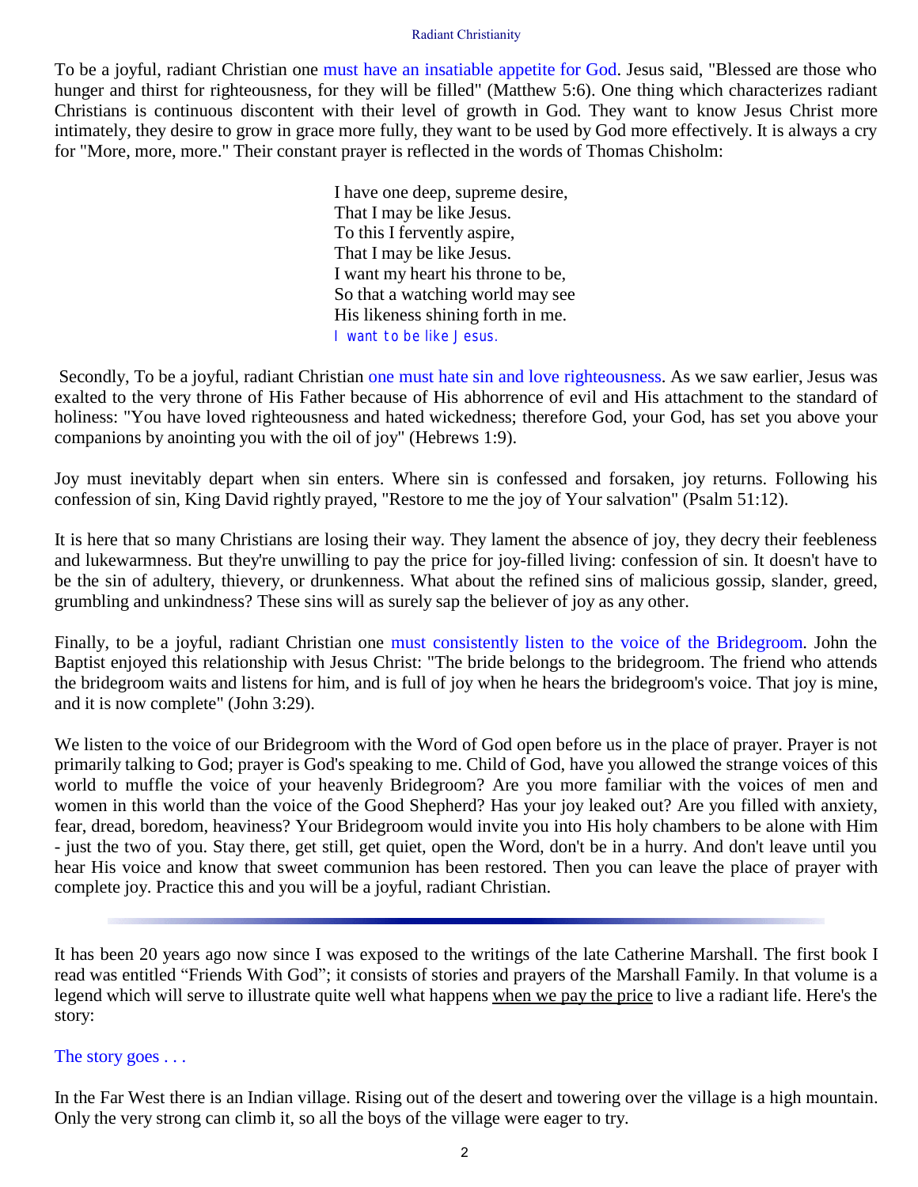To be a joyful, radiant Christian one must have an insatiable appetite for God. Jesus said, "Blessed are those who hunger and thirst for righteousness, for they will be filled" (Matthew 5:6). One thing which characterizes radiant Christians is continuous discontent with their level of growth in God. They want to know Jesus Christ more intimately, they desire to grow in grace more fully, they want to be used by God more effectively. It is always a cry for "More, more, more." Their constant prayer is reflected in the words of Thomas Chisholm:

> I have one deep, supreme desire,
> That I may be like Jesus.
> To this I fervently aspire,
> That I may be like Jesus.
> I want my heart his throne to be,
> So that a watching world may see
> His likeness shining forth in me.
> I want to be like Jesus.

Secondly, To be a joyful, radiant Christian one must hate sin and love righteousness. As we saw earlier, Jesus was exalted to the very throne of His Father because of His abhorrence of evil and His attachment to the standard of holiness: "You have loved righteousness and hated wickedness; therefore God, your God, has set you above your companions by anointing you with the oil of joy" (Hebrews 1:9).

Joy must inevitably depart when sin enters. Where sin is confessed and forsaken, joy returns. Following his confession of sin, King David rightly prayed, "Restore to me the joy of Your salvation" (Psalm 51:12).

It is here that so many Christians are losing their way. They lament the absence of joy, they decry their feebleness and lukewarmness. But they're unwilling to pay the price for joy-filled living: confession of sin. It doesn't have to be the sin of adultery, thievery, or drunkenness. What about the refined sins of malicious gossip, slander, greed, grumbling and unkindness? These sins will as surely sap the believer of joy as any other.

Finally, to be a joyful, radiant Christian one must consistently listen to the voice of the Bridegroom. John the Baptist enjoyed this relationship with Jesus Christ: "The bride belongs to the bridegroom. The friend who attends the bridegroom waits and listens for him, and is full of joy when he hears the bridegroom's voice. That joy is mine, and it is now complete" (John 3:29).

We listen to the voice of our Bridegroom with the Word of God open before us in the place of prayer. Prayer is not primarily talking to God; prayer is God's speaking to me. Child of God, have you allowed the strange voices of this world to muffle the voice of your heavenly Bridegroom? Are you more familiar with the voices of men and women in this world than the voice of the Good Shepherd? Has your joy leaked out? Are you filled with anxiety, fear, dread, boredom, heaviness? Your Bridegroom would invite you into His holy chambers to be alone with Him - just the two of you. Stay there, get still, get quiet, open the Word, don't be in a hurry. And don't leave until you hear His voice and know that sweet communion has been restored. Then you can leave the place of prayer with complete joy. Practice this and you will be a joyful, radiant Christian.

---

It has been 20 years ago now since I was exposed to the writings of the late Catherine Marshall. The first book I read was entitled "Friends With God"; it consists of stories and prayers of the Marshall Family. In that volume is a legend which will serve to illustrate quite well what happens when we pay the price to live a radiant life. Here's the story:

The story goes . . .

In the Far West there is an Indian village. Rising out of the desert and towering over the village is a high mountain. Only the very strong can climb it, so all the boys of the village were eager to try.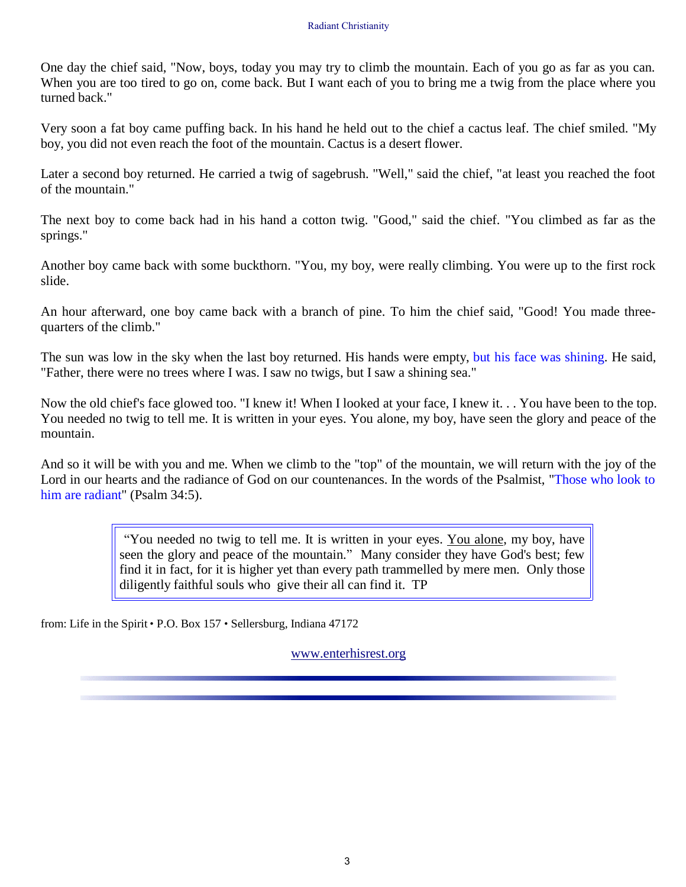One day the chief said, "Now, boys, today you may try to climb the mountain. Each of you go as far as you can. When you are too tired to go on, come back. But I want each of you to bring me a twig from the place where you turned back."

Very soon a fat boy came puffing back. In his hand he held out to the chief a cactus leaf. The chief smiled. "My boy, you did not even reach the foot of the mountain. Cactus is a desert flower.

Later a second boy returned. He carried a twig of sagebrush. "Well," said the chief, "at least you reached the foot of the mountain."

The next boy to come back had in his hand a cotton twig. "Good," said the chief. "You climbed as far as the springs."

Another boy came back with some buckthorn. "You, my boy, were really climbing. You were up to the first rock slide.

An hour afterward, one boy came back with a branch of pine. To him the chief said, "Good! You made three-quarters of the climb."

The sun was low in the sky when the last boy returned. His hands were empty, but his face was shining. He said, "Father, there were no trees where I was. I saw no twigs, but I saw a shining sea."

Now the old chief's face glowed too. "I knew it! When I looked at your face, I knew it. . . You have been to the top. You needed no twig to tell me. It is written in your eyes. You alone, my boy, have seen the glory and peace of the mountain.

And so it will be with you and me. When we climb to the "top" of the mountain, we will return with the joy of the Lord in our hearts and the radiance of God on our countenances. In the words of the Psalmist, "Those who look to him are radiant" (Psalm 34:5).

> "You needed no twig to tell me. It is written in your eyes. You alone, my boy, have seen the glory and peace of the mountain." Many consider they have God's best; few find it in fact, for it is higher yet than every path trammelled by mere men. Only those diligently faithful souls who give their all can find it. TP

from: Life in the Spirit • P.O. Box 157 • Sellersburg, Indiana 47172

www.enterhisrest.org